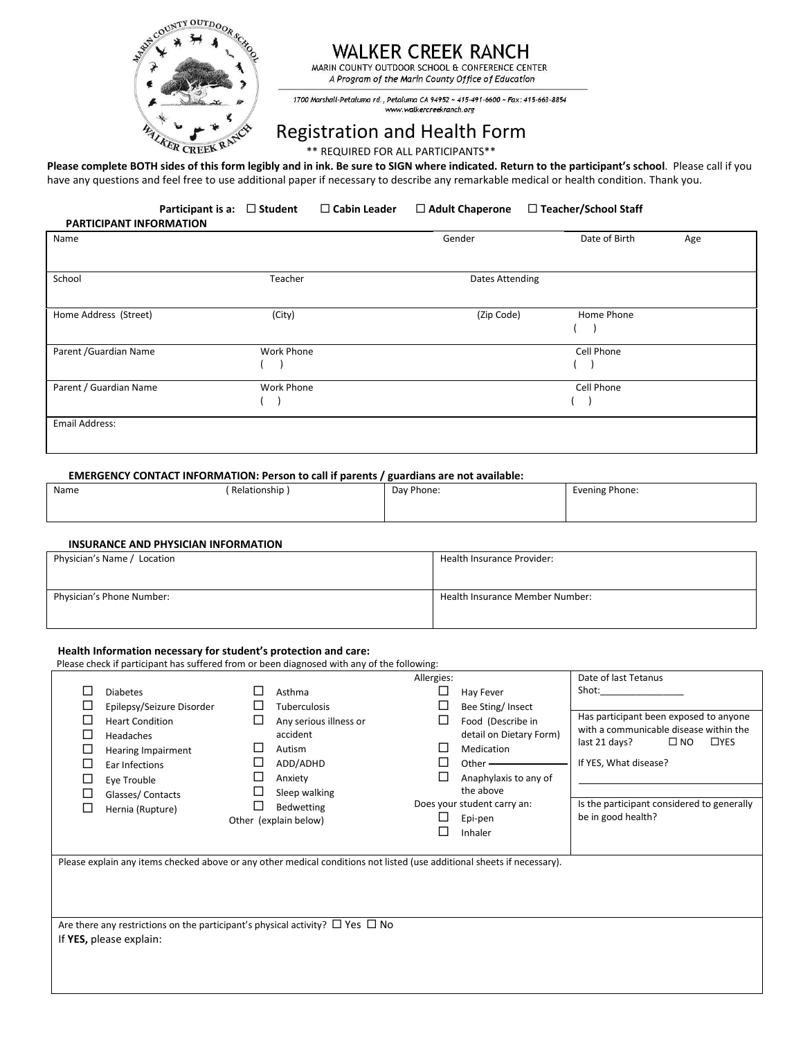# WALKER CREEK RANCH

MARIN COUNTY OUTDOOR SCHOOL & CONFERENCE CENTER

*A Program of the Marin County Office of Education*

*1700 Marshall-Petaluma rd., Petaluma CA 94952 ~ 415-491-6600 ~ Fax: 415-663-8854*
*www.walkercreekranch.org*

## Registration and Health Form

** REQUIRED FOR ALL PARTICIPANTS**

**Please complete BOTH sides of this form legibly and in ink. Be sure to SIGN where indicated. Return to the participant's school**. Please call if you have any questions and feel free to use additional paper if necessary to describe any remarkable medical or health condition. Thank you.

**Participant is a:** ☐ **Student** ☐ **Cabin Leader** ☐ **Adult Chaperone** ☐ **Teacher/School Staff**

**PARTICIPANT INFORMATION**

| Name | | Gender | Date of Birth | Age |
|---|---|---|---|---|
| School | Teacher | Dates Attending | | |
| Home Address (Street) | (City) | (Zip Code) | Home Phone ( ) | |
| Parent /Guardian Name | Work Phone ( ) | | Cell Phone ( ) | |
| Parent / Guardian Name | Work Phone ( ) | | Cell Phone ( ) | |
| Email Address: | | | | |

**EMERGENCY CONTACT INFORMATION: Person to call if parents / guardians are not available:**

| Name | ( Relationship ) | Day Phone: | Evening Phone: |
|---|---|---|---|
| | | | |

**INSURANCE AND PHYSICIAN INFORMATION**

| Physician's Name / Location | Health Insurance Provider: |
|---|---|
| Physician's Phone Number: | Health Insurance Member Number: |

**Health Information necessary for student's protection and care:**

Please check if participant has suffered from or been diagnosed with any of the following:

| | | Allergies: | Date of last Tetanus Shot:________________ |
|---|---|---|---|
| ☐ Diabetes | ☐ Asthma | ☐ Hay Fever | Has participant been exposed to anyone with a communicable disease within the last 21 days? ☐ NO ☐YES |
| ☐ Epilepsy/Seizure Disorder | ☐ Tuberculosis | ☐ Bee Sting/ Insect | If YES, What disease? |
| ☐ Heart Condition | ☐ Any serious illness or accident | ☐ Food (Describe in detail on Dietary Form) | ________________ |
| ☐ Headaches | ☐ Autism | ☐ Medication | Is the participant considered to generally be in good health? |
| ☐ Hearing Impairment | ☐ ADD/ADHD | ☐ Other ________ | |
| ☐ Ear Infections | ☐ Anxiety | ☐ Anaphylaxis to any of the above | |
| ☐ Eye Trouble | ☐ Sleep walking | Does your student carry an: | |
| ☐ Glasses/ Contacts | ☐ Bedwetting | ☐ Epi-pen | |
| ☐ Hernia (Rupture) | Other (explain below) | ☐ Inhaler | |

Please explain any items checked above or any other medical conditions not listed (use additional sheets if necessary).

Are there any restrictions on the participant's physical activity? ☐ Yes ☐ No

If **YES,** please explain: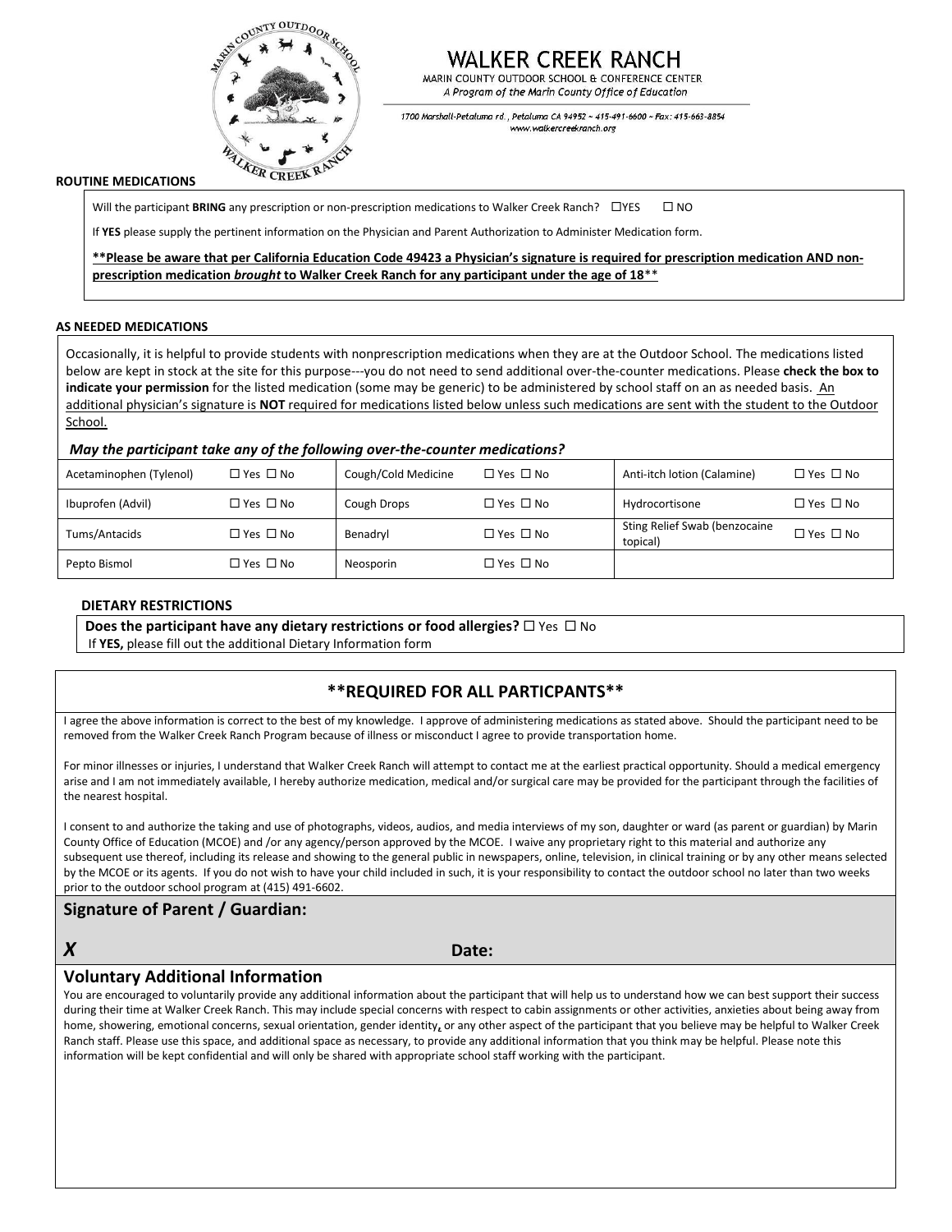# WALKER CREEK RANCH

MARIN COUNTY OUTDOOR SCHOOL & CONFERENCE CENTER

*A Program of the Marin County Office of Education*

1700 Marshall-Petaluma rd., Petaluma CA 94952 ~ 415-491-6600 ~ Fax: 415-663-8854
www.walkercreekranch.org

**ROUTINE MEDICATIONS**

Will the participant **BRING** any prescription or non-prescription medications to Walker Creek Ranch? ☐YES ☐ NO

If **YES** please supply the pertinent information on the Physician and Parent Authorization to Administer Medication form.

**\*\*Please be aware that per California Education Code 49423 a Physician's signature is required for prescription medication AND non-prescription medication *brought* to Walker Creek Ranch for any participant under the age of 18**\*\*

**AS NEEDED MEDICATIONS**

Occasionally, it is helpful to provide students with nonprescription medications when they are at the Outdoor School. The medications listed below are kept in stock at the site for this purpose---you do not need to send additional over-the-counter medications. Please **check the box to indicate your permission** for the listed medication (some may be generic) to be administered by school staff on an as needed basis. An additional physician's signature is **NOT** required for medications listed below unless such medications are sent with the student to the Outdoor School.

***May the participant take any of the following over-the-counter medications?***

| Acetaminophen (Tylenol) | ☐ Yes ☐ No | Cough/Cold Medicine | ☐ Yes ☐ No | Anti-itch lotion (Calamine) | ☐ Yes ☐ No |
|---|---|---|---|---|---|
| Ibuprofen (Advil) | ☐ Yes ☐ No | Cough Drops | ☐ Yes ☐ No | Hydrocortisone | ☐ Yes ☐ No |
| Tums/Antacids | ☐ Yes ☐ No | Benadryl | ☐ Yes ☐ No | Sting Relief Swab (benzocaine topical) | ☐ Yes ☐ No |
| Pepto Bismol | ☐ Yes ☐ No | Neosporin | ☐ Yes ☐ No | | |

**DIETARY RESTRICTIONS**

**Does the participant have any dietary restrictions or food allergies?** ☐ Yes ☐ No

If **YES,** please fill out the additional Dietary Information form

## \*\*REQUIRED FOR ALL PARTICPANTS\*\*

I agree the above information is correct to the best of my knowledge. I approve of administering medications as stated above. Should the participant need to be removed from the Walker Creek Ranch Program because of illness or misconduct I agree to provide transportation home.

For minor illnesses or injuries, I understand that Walker Creek Ranch will attempt to contact me at the earliest practical opportunity. Should a medical emergency arise and I am not immediately available, I hereby authorize medication, medical and/or surgical care may be provided for the participant through the facilities of the nearest hospital.

I consent to and authorize the taking and use of photographs, videos, audios, and media interviews of my son, daughter or ward (as parent or guardian) by Marin County Office of Education (MCOE) and /or any agency/person approved by the MCOE. I waive any proprietary right to this material and authorize any subsequent use thereof, including its release and showing to the general public in newspapers, online, television, in clinical training or by any other means selected by the MCOE or its agents. If you do not wish to have your child included in such, it is your responsibility to contact the outdoor school no later than two weeks prior to the outdoor school program at (415) 491-6602.

**Signature of Parent / Guardian:**

***X*** **Date:**

**Voluntary Additional Information**

You are encouraged to voluntarily provide any additional information about the participant that will help us to understand how we can best support their success during their time at Walker Creek Ranch. This may include special concerns with respect to cabin assignments or other activities, anxieties about being away from home, showering, emotional concerns, sexual orientation, gender identity, or any other aspect of the participant that you believe may be helpful to Walker Creek Ranch staff. Please use this space, and additional space as necessary, to provide any additional information that you think may be helpful. Please note this information will be kept confidential and will only be shared with appropriate school staff working with the participant.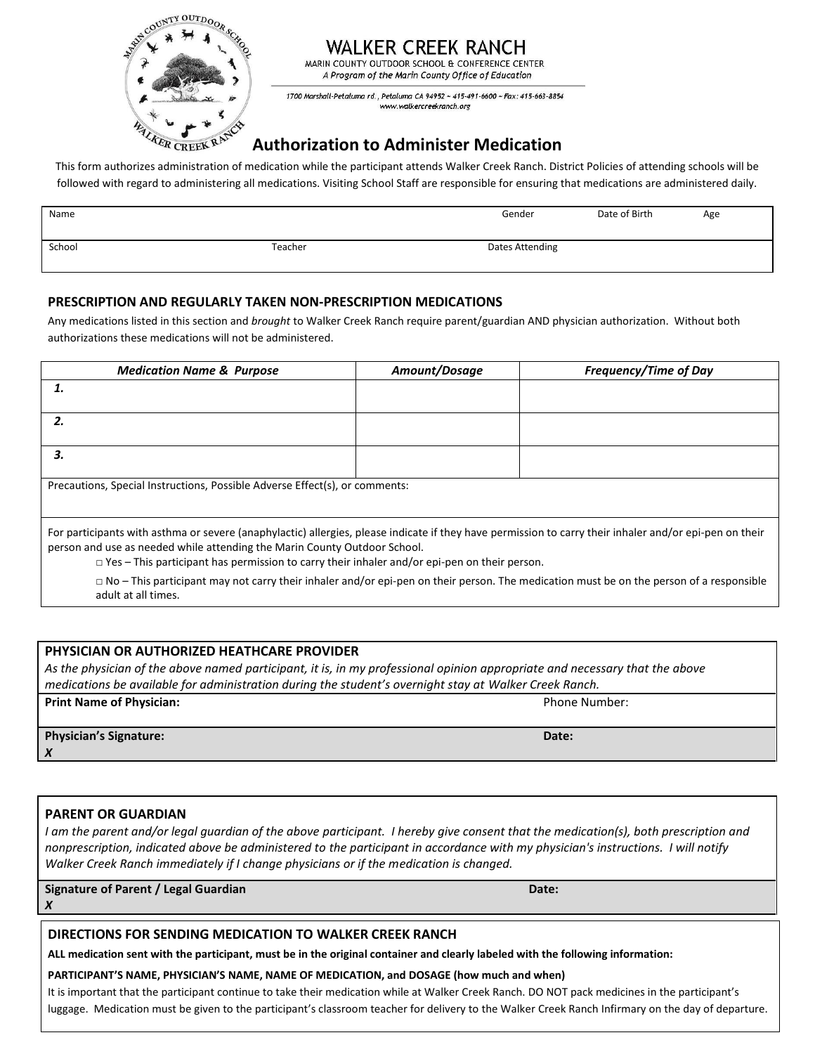# WALKER CREEK RANCH

MARIN COUNTY OUTDOOR SCHOOL & CONFERENCE CENTER

*A Program of the Marin County Office of Education*

*1700 Marshall-Petaluma rd., Petaluma CA 94952 ~ 415-491-6600 ~ Fax: 415-663-8854*
*www.walkercreekranch.org*

## Authorization to Administer Medication

This form authorizes administration of medication while the participant attends Walker Creek Ranch. District Policies of attending schools will be followed with regard to administering all medications. Visiting School Staff are responsible for ensuring that medications are administered daily.

| Name | | Gender | Date of Birth | Age |
|---|---|---|---|---|
| School | Teacher | Dates Attending | | |

### PRESCRIPTION AND REGULARLY TAKEN NON-PRESCRIPTION MEDICATIONS

Any medications listed in this section and *brought* to Walker Creek Ranch require parent/guardian AND physician authorization. Without both authorizations these medications will not be administered.

| *Medication Name & Purpose* | *Amount/Dosage* | *Frequency/Time of Day* |
|---|---|---|
| *1.* | | |
| *2.* | | |
| *3.* | | |

Precautions, Special Instructions, Possible Adverse Effect(s), or comments:

For participants with asthma or severe (anaphylactic) allergies, please indicate if they have permission to carry their inhaler and/or epi-pen on their person and use as needed while attending the Marin County Outdoor School.

- □ Yes – This participant has permission to carry their inhaler and/or epi-pen on their person.
- □ No – This participant may not carry their inhaler and/or epi-pen on their person. The medication must be on the person of a responsible adult at all times.

### PHYSICIAN OR AUTHORIZED HEATHCARE PROVIDER

*As the physician of the above named participant, it is, in my professional opinion appropriate and necessary that the above medications be available for administration during the student's overnight stay at Walker Creek Ranch.*

| **Print Name of Physician:** | Phone Number: |
|---|---|
| **Physician's Signature:** *X* | **Date:** |

### PARENT OR GUARDIAN

*I am the parent and/or legal guardian of the above participant. I hereby give consent that the medication(s), both prescription and nonprescription, indicated above be administered to the participant in accordance with my physician's instructions. I will notify Walker Creek Ranch immediately if I change physicians or if the medication is changed.*

| **Signature of Parent / Legal Guardian** *X* | **Date:** |
|---|---|

### DIRECTIONS FOR SENDING MEDICATION TO WALKER CREEK RANCH

**ALL medication sent with the participant, must be in the original container and clearly labeled with the following information:**

**PARTICIPANT'S NAME, PHYSICIAN'S NAME, NAME OF MEDICATION, and DOSAGE (how much and when)**

It is important that the participant continue to take their medication while at Walker Creek Ranch. DO NOT pack medicines in the participant's luggage. Medication must be given to the participant's classroom teacher for delivery to the Walker Creek Ranch Infirmary on the day of departure.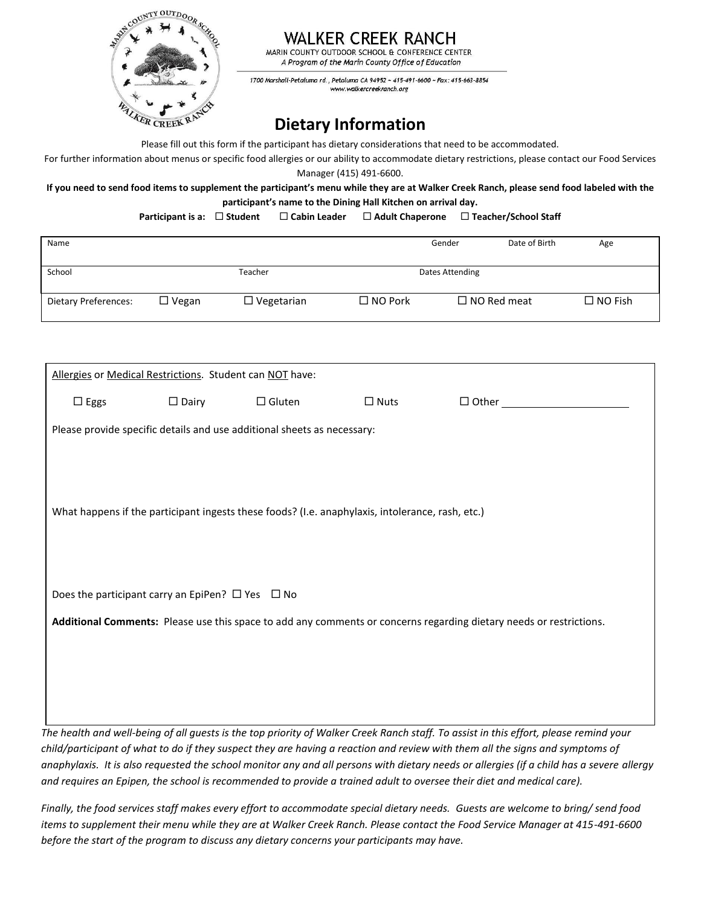# WALKER CREEK RANCH

MARIN COUNTY OUTDOOR SCHOOL & CONFERENCE CENTER

*A Program of the Marin County Office of Education*

*1700 Marshall-Petaluma rd., Petaluma CA 94952 ~ 415-491-6600 ~ Fax: 415-663-8854*
*www.walkercreekranch.org*

## Dietary Information

Please fill out this form if the participant has dietary considerations that need to be accommodated.

For further information about menus or specific food allergies or our ability to accommodate dietary restrictions, please contact our Food Services Manager (415) 491-6600.

**If you need to send food items to supplement the participant's menu while they are at Walker Creek Ranch, please send food labeled with the participant's name to the Dining Hall Kitchen on arrival day.**

**Participant is a: ☐ Student ☐ Cabin Leader ☐ Adult Chaperone ☐ Teacher/School Staff**

| | | | | | |
|---|---|---|---|---|---|
| Name | | | Gender | Date of Birth | Age |
| School | | Teacher | Dates Attending | | |
| Dietary Preferences: | ☐ Vegan | ☐ Vegetarian | ☐ NO Pork | ☐ NO Red meat | ☐ NO Fish |

Allergies or Medical Restrictions. Student can NOT have:

☐ Eggs ☐ Dairy ☐ Gluten ☐ Nuts ☐ Other ____________________

Please provide specific details and use additional sheets as necessary:

What happens if the participant ingests these foods? (I.e. anaphylaxis, intolerance, rash, etc.)

Does the participant carry an EpiPen? ☐ Yes ☐ No

**Additional Comments:** Please use this space to add any comments or concerns regarding dietary needs or restrictions.

*The health and well-being of all guests is the top priority of Walker Creek Ranch staff. To assist in this effort, please remind your child/participant of what to do if they suspect they are having a reaction and review with them all the signs and symptoms of anaphylaxis. It is also requested the school monitor any and all persons with dietary needs or allergies (if a child has a severe allergy and requires an Epipen, the school is recommended to provide a trained adult to oversee their diet and medical care).*

*Finally, the food services staff makes every effort to accommodate special dietary needs. Guests are welcome to bring/ send food items to supplement their menu while they are at Walker Creek Ranch. Please contact the Food Service Manager at 415-491-6600 before the start of the program to discuss any dietary concerns your participants may have.*